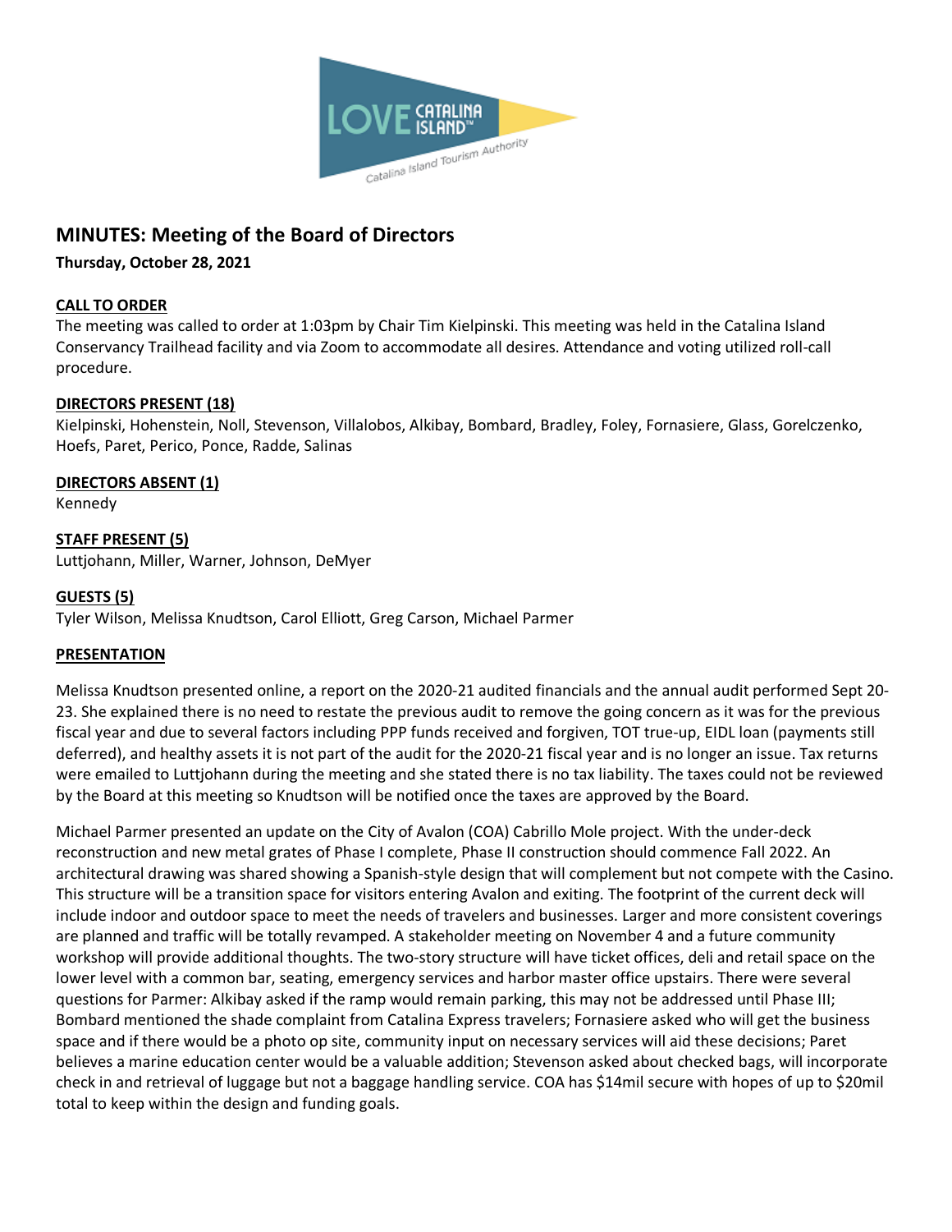# MINUTES: Meeting of the Board of Directors

**Thursday, October 28, 2021**

**CALL TO ORDER**

The meeting was called to order at 1:03pm by Chair Tim Kielpinski. This meeting was held in the Catalina Island Conservancy Trailhead facility and via Zoom to accommodate all desires. Attendance and voting utilized roll-call procedure.

**DIRECTORS PRESENT (18)**

Kielpinski, Hohenstein, Noll, Stevenson, Villalobos, Alkibay, Bombard, Bradley, Foley, Fornasiere, Glass, Gorelczenko, Hoefs, Paret, Perico, Ponce, Radde, Salinas

**DIRECTORS ABSENT (1)**

Kennedy

**STAFF PRESENT (5)**

Luttjohann, Miller, Warner, Johnson, DeMyer

**GUESTS (5)**

Tyler Wilson, Melissa Knudtson, Carol Elliott, Greg Carson, Michael Parmer

**PRESENTATION**

Melissa Knudtson presented online, a report on the 2020-21 audited financials and the annual audit performed Sept 20-23. She explained there is no need to restate the previous audit to remove the going concern as it was for the previous fiscal year and due to several factors including PPP funds received and forgiven, TOT true-up, EIDL loan (payments still deferred), and healthy assets it is not part of the audit for the 2020-21 fiscal year and is no longer an issue. Tax returns were emailed to Luttjohann during the meeting and she stated there is no tax liability. The taxes could not be reviewed by the Board at this meeting so Knudtson will be notified once the taxes are approved by the Board.

Michael Parmer presented an update on the City of Avalon (COA) Cabrillo Mole project. With the under-deck reconstruction and new metal grates of Phase I complete, Phase II construction should commence Fall 2022. An architectural drawing was shared showing a Spanish-style design that will complement but not compete with the Casino. This structure will be a transition space for visitors entering Avalon and exiting. The footprint of the current deck will include indoor and outdoor space to meet the needs of travelers and businesses. Larger and more consistent coverings are planned and traffic will be totally revamped. A stakeholder meeting on November 4 and a future community workshop will provide additional thoughts. The two-story structure will have ticket offices, deli and retail space on the lower level with a common bar, seating, emergency services and harbor master office upstairs. There were several questions for Parmer: Alkibay asked if the ramp would remain parking, this may not be addressed until Phase III; Bombard mentioned the shade complaint from Catalina Express travelers; Fornasiere asked who will get the business space and if there would be a photo op site, community input on necessary services will aid these decisions; Paret believes a marine education center would be a valuable addition; Stevenson asked about checked bags, will incorporate check in and retrieval of luggage but not a baggage handling service. COA has $14mil secure with hopes of up to $20mil total to keep within the design and funding goals.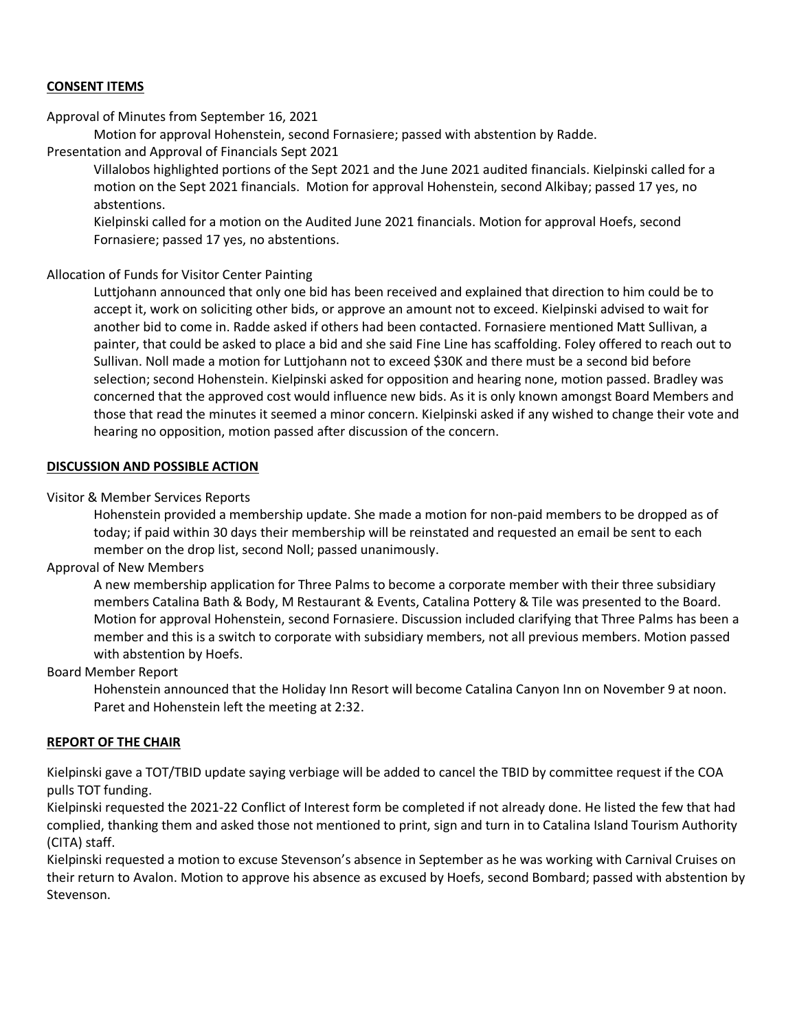**CONSENT ITEMS**

Approval of Minutes from September 16, 2021

Motion for approval Hohenstein, second Fornasiere; passed with abstention by Radde.

Presentation and Approval of Financials Sept 2021

Villalobos highlighted portions of the Sept 2021 and the June 2021 audited financials. Kielpinski called for a motion on the Sept 2021 financials. Motion for approval Hohenstein, second Alkibay; passed 17 yes, no abstentions.

Kielpinski called for a motion on the Audited June 2021 financials. Motion for approval Hoefs, second Fornasiere; passed 17 yes, no abstentions.

Allocation of Funds for Visitor Center Painting

Luttjohann announced that only one bid has been received and explained that direction to him could be to accept it, work on soliciting other bids, or approve an amount not to exceed. Kielpinski advised to wait for another bid to come in. Radde asked if others had been contacted. Fornasiere mentioned Matt Sullivan, a painter, that could be asked to place a bid and she said Fine Line has scaffolding. Foley offered to reach out to Sullivan. Noll made a motion for Luttjohann not to exceed $30K and there must be a second bid before selection; second Hohenstein. Kielpinski asked for opposition and hearing none, motion passed. Bradley was concerned that the approved cost would influence new bids. As it is only known amongst Board Members and those that read the minutes it seemed a minor concern. Kielpinski asked if any wished to change their vote and hearing no opposition, motion passed after discussion of the concern.

**DISCUSSION AND POSSIBLE ACTION**

Visitor & Member Services Reports

Hohenstein provided a membership update. She made a motion for non-paid members to be dropped as of today; if paid within 30 days their membership will be reinstated and requested an email be sent to each member on the drop list, second Noll; passed unanimously.

Approval of New Members

A new membership application for Three Palms to become a corporate member with their three subsidiary members Catalina Bath & Body, M Restaurant & Events, Catalina Pottery & Tile was presented to the Board. Motion for approval Hohenstein, second Fornasiere. Discussion included clarifying that Three Palms has been a member and this is a switch to corporate with subsidiary members, not all previous members. Motion passed with abstention by Hoefs.

Board Member Report

Hohenstein announced that the Holiday Inn Resort will become Catalina Canyon Inn on November 9 at noon. Paret and Hohenstein left the meeting at 2:32.

**REPORT OF THE CHAIR**

Kielpinski gave a TOT/TBID update saying verbiage will be added to cancel the TBID by committee request if the COA pulls TOT funding.

Kielpinski requested the 2021-22 Conflict of Interest form be completed if not already done. He listed the few that had complied, thanking them and asked those not mentioned to print, sign and turn in to Catalina Island Tourism Authority (CITA) staff.

Kielpinski requested a motion to excuse Stevenson's absence in September as he was working with Carnival Cruises on their return to Avalon. Motion to approve his absence as excused by Hoefs, second Bombard; passed with abstention by Stevenson.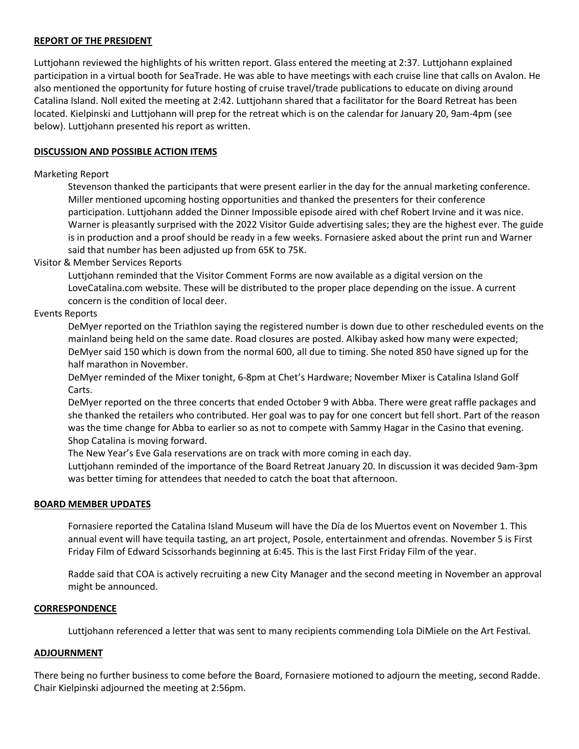## REPORT OF THE PRESIDENT

Luttjohann reviewed the highlights of his written report. Glass entered the meeting at 2:37. Luttjohann explained participation in a virtual booth for SeaTrade. He was able to have meetings with each cruise line that calls on Avalon. He also mentioned the opportunity for future hosting of cruise travel/trade publications to educate on diving around Catalina Island. Noll exited the meeting at 2:42. Luttjohann shared that a facilitator for the Board Retreat has been located. Kielpinski and Luttjohann will prep for the retreat which is on the calendar for January 20, 9am-4pm (see below). Luttjohann presented his report as written.

## DISCUSSION AND POSSIBLE ACTION ITEMS

Marketing Report

> Stevenson thanked the participants that were present earlier in the day for the annual marketing conference. Miller mentioned upcoming hosting opportunities and thanked the presenters for their conference participation. Luttjohann added the Dinner Impossible episode aired with chef Robert Irvine and it was nice. Warner is pleasantly surprised with the 2022 Visitor Guide advertising sales; they are the highest ever. The guide is in production and a proof should be ready in a few weeks. Fornasiere asked about the print run and Warner said that number has been adjusted up from 65K to 75K.

Visitor & Member Services Reports

> Luttjohann reminded that the Visitor Comment Forms are now available as a digital version on the LoveCatalina.com website. These will be distributed to the proper place depending on the issue. A current concern is the condition of local deer.

Events Reports

> DeMyer reported on the Triathlon saying the registered number is down due to other rescheduled events on the mainland being held on the same date. Road closures are posted. Alkibay asked how many were expected; DeMyer said 150 which is down from the normal 600, all due to timing. She noted 850 have signed up for the half marathon in November.
>
> DeMyer reminded of the Mixer tonight, 6-8pm at Chet's Hardware; November Mixer is Catalina Island Golf Carts.
>
> DeMyer reported on the three concerts that ended October 9 with Abba. There were great raffle packages and she thanked the retailers who contributed. Her goal was to pay for one concert but fell short. Part of the reason was the time change for Abba to earlier so as not to compete with Sammy Hagar in the Casino that evening. Shop Catalina is moving forward.
>
> The New Year's Eve Gala reservations are on track with more coming in each day.
>
> Luttjohann reminded of the importance of the Board Retreat January 20. In discussion it was decided 9am-3pm was better timing for attendees that needed to catch the boat that afternoon.

## BOARD MEMBER UPDATES

Fornasiere reported the Catalina Island Museum will have the Día de los Muertos event on November 1. This annual event will have tequila tasting, an art project, Posole, entertainment and ofrendas. November 5 is First Friday Film of Edward Scissorhands beginning at 6:45. This is the last First Friday Film of the year.

Radde said that COA is actively recruiting a new City Manager and the second meeting in November an approval might be announced.

## CORRESPONDENCE

Luttjohann referenced a letter that was sent to many recipients commending Lola DiMiele on the Art Festival.

## ADJOURNMENT

There being no further business to come before the Board, Fornasiere motioned to adjourn the meeting, second Radde. Chair Kielpinski adjourned the meeting at 2:56pm.